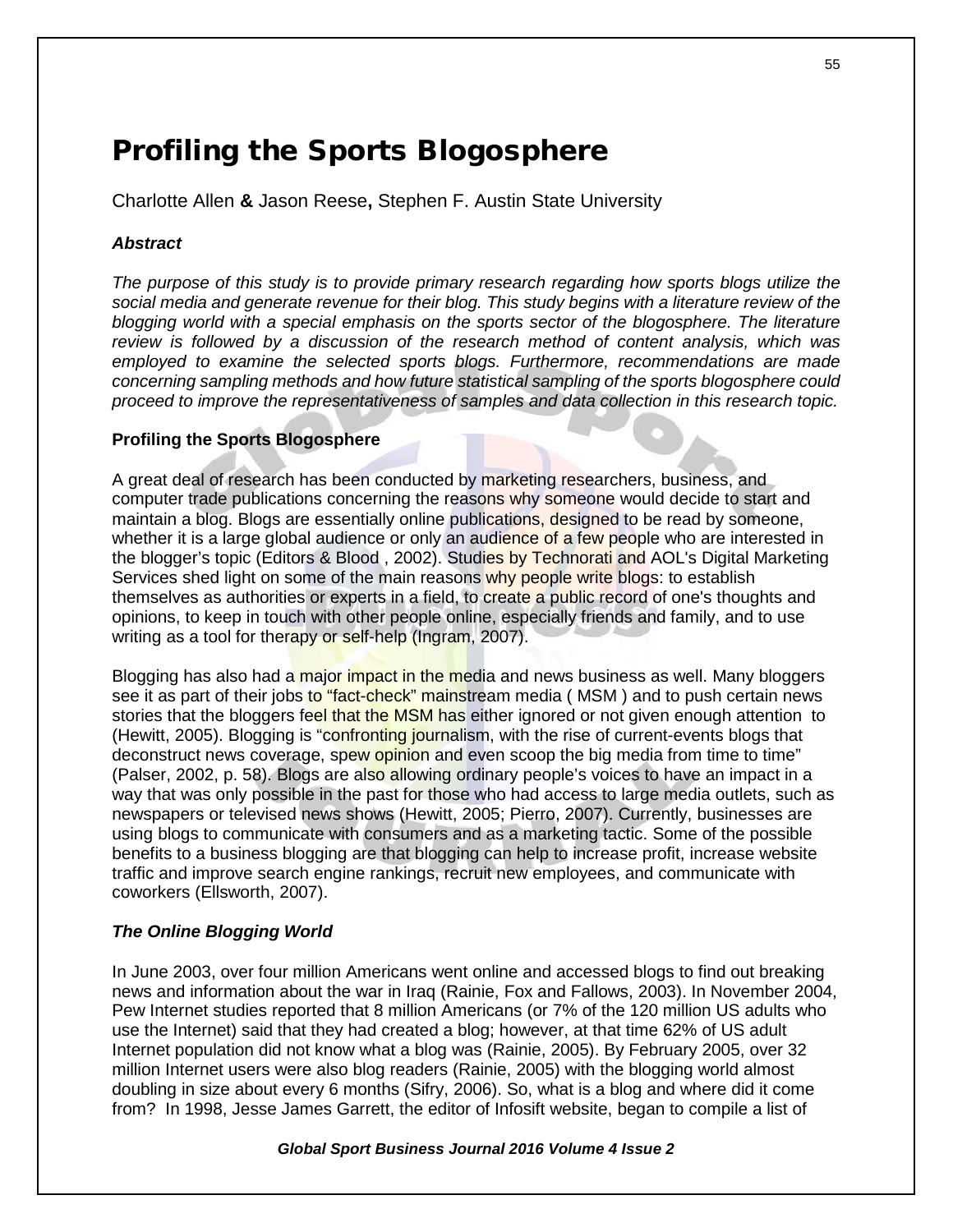# Profiling the Sports Blogosphere

Charlotte Allen **&** Jason Reese**,** Stephen F. Austin State University

### *Abstract*

*The purpose of this study is to provide primary research regarding how sports blogs utilize the social media and generate revenue for their blog. This study begins with a literature review of the blogging world with a special emphasis on the sports sector of the blogosphere. The literature review is followed by a discussion of the research method of content analysis, which was employed to examine the selected sports blogs. Furthermore, recommendations are made concerning sampling methods and how future statistical sampling of the sports blogosphere could proceed to improve the representativeness of samples and data collection in this research topic.*

### Profiling the Sports Blogosphere

A great deal of research has been conducted by marketing researchers, business, and computer trade publications concerning the reasons why someone would decide to start and maintain a blog. Blogs are essentially online publications, designed to be read by someone, whether it is a large global audience or only an audience of a few people who are interested in the blogger's topic (Editors & Blood , 2002). Studies by Technorati and AOL's Digital Marketing Services shed light on some of the main reasons why people write blogs: to establish themselves as authorities or experts in a field, to create a public record of one's thoughts and opinions, to keep in touch with other people online, especially friends and family, and to use writing as a tool for therapy or self-help (Ingram, 2007).

Blogging has also had a major impact in the media and news business as well. Many bloggers see it as part of their jobs to "fact-check" mainstream media ( MSM ) and to push certain news stories that the bloggers feel that the MSM has either ignored or not given enough attention to (Hewitt, 2005). Blogging is "confronting journalism, with the rise of current-events blogs that deconstruct news coverage, spew opinion and even scoop the big media from time to time" (Palser, 2002, p. 58). Blogs are also allowing ordinary people's voices to have an impact in a way that was only possible in the past for those who had access to large media outlets, such as newspapers or televised news shows (Hewitt, 2005; Pierro, 2007). Currently, businesses are using blogs to communicate with consumers and as a marketing tactic. Some of the possible benefits to a business blogging are that blogging can help to increase profit, increase website traffic and improve search engine rankings, recruit new employees, and communicate with coworkers (Ellsworth, 2007).

### *The Online Blogging World*

In June 2003, over four million Americans went online and accessed blogs to find out breaking news and information about the war in Iraq (Rainie, Fox and Fallows, 2003). In November 2004, Pew Internet studies reported that 8 million Americans (or 7% of the 120 million US adults who use the Internet) said that they had created a blog; however, at that time 62% of US adult Internet population did not know what a blog was (Rainie, 2005). By February 2005, over 32 million Internet users were also blog readers (Rainie, 2005) with the blogging world almost doubling in size about every 6 months (Sifry, 2006). So, what is a blog and where did it come from? In 1998, Jesse James Garrett, the editor of Infosift website, began to compile a list of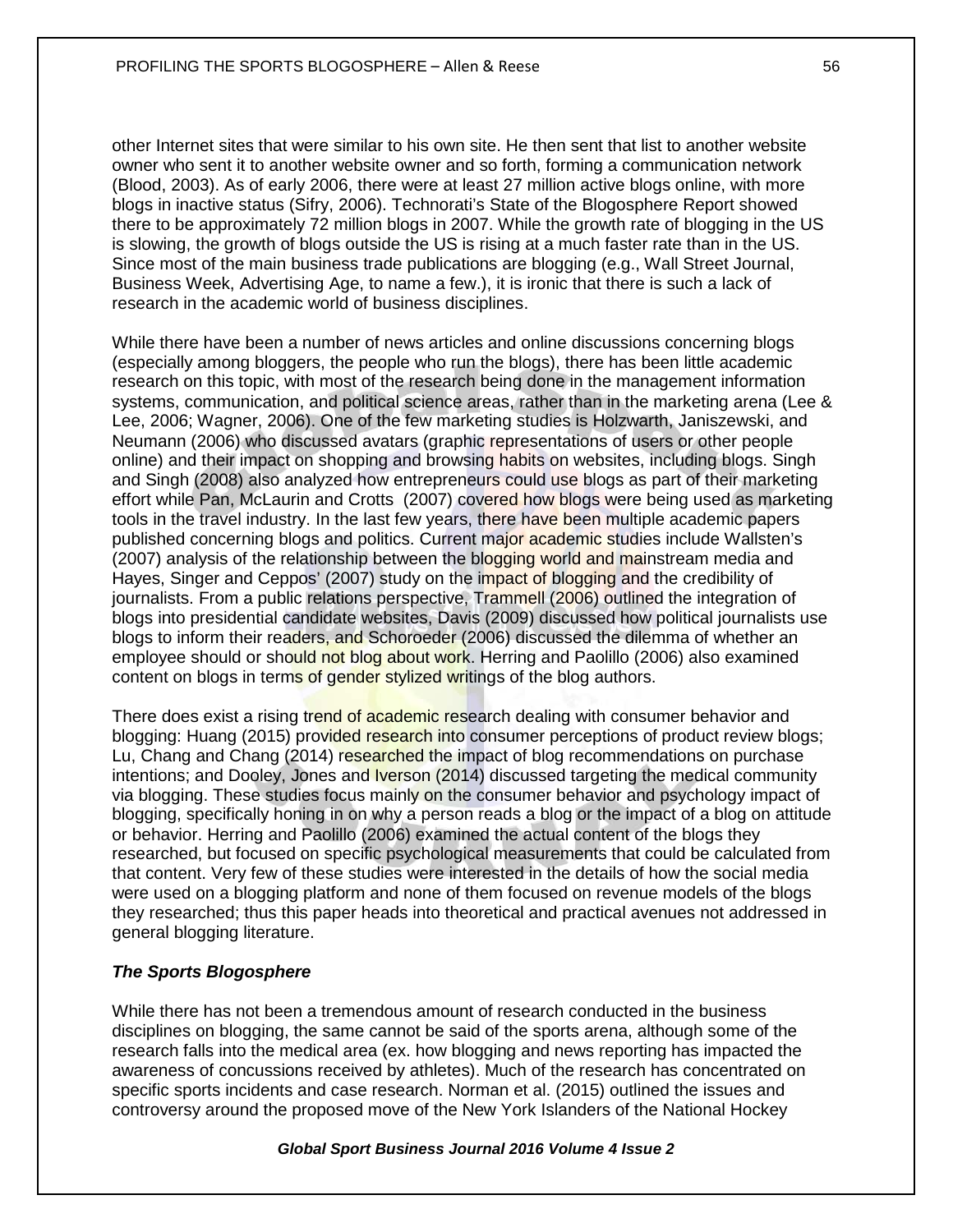other Internet sites that were similar to his own site. He then sent that list to another website owner who sent it to another website owner and so forth, forming a communication network (Blood, 2003). As of early 2006, there were at least 27 million active blogs online, with more blogs in inactive status (Sifry, 2006). Technorati's State of the Blogosphere Report showed there to be approximately 72 million blogs in 2007. While the growth rate of blogging in the US is slowing, the growth of blogs outside the US is rising at a much faster rate than in the US. Since most of the main business trade publications are blogging (e.g., Wall Street Journal, Business Week, Advertising Age, to name a few.), it is ironic that there is such a lack of research in the academic world of business disciplines.

While there have been a number of news articles and online discussions concerning blogs (especially among bloggers, the people who run the blogs), there has been little academic research on this topic, with most of the research being done in the management information systems, communication, and political science areas, rather than in the marketing arena (Lee & Lee, 2006; Wagner, 2006). One of the few marketing studies is Holzwarth, Janiszewski, and Neumann (2006) who discussed avatars (graphic representations of users or other people online) and their impact on shopping and browsing habits on websites, including blogs. Singh and Singh (2008) also analyzed how entrepreneurs could use blogs as part of their marketing effort while Pan, McLaurin and Crotts (2007) covered how blogs were being used as marketing tools in the travel industry. In the last few years, there have been multiple academic papers published concerning blogs and politics. Current major academic studies include Wallsten's (2007) analysis of the relationship between the blogging world and mainstream media and Hayes, Singer and Ceppos' (2007) study on the impact of blogging and the credibility of journalists. From a public relations perspective, Trammell (2006) outlined the integration of blogs into presidential candidate websites, Davis (2009) discussed how political journalists use blogs to inform their readers, and Schoroeder (2006) discussed the dilemma of whether an employee should or should not blog about work. Herring and Paolillo (2006) also examined content on blogs in terms of gender stylized writings of the blog authors.

There does exist a rising trend of academic research dealing with consumer behavior and blogging: Huang (2015) provided research into consumer perceptions of product review blogs; Lu, Chang and Chang (2014) researched the impact of blog recommendations on purchase intentions; and Dooley, Jones and Iverson (2014) discussed targeting the medical community via blogging. These studies focus mainly on the consumer behavior and psychology impact of blogging, specifically honing in on why a person reads a blog or the impact of a blog on attitude or behavior. Herring and Paolillo (2006) examined the actual content of the blogs they researched, but focused on specific psychological measurements that could be calculated from that content. Very few of these studies were interested in the details of how the social media were used on a blogging platform and none of them focused on revenue models of the blogs they researched; thus this paper heads into theoretical and practical avenues not addressed in general blogging literature.

### *The Sports Blogosphere*

While there has not been a tremendous amount of research conducted in the business disciplines on blogging, the same cannot be said of the sports arena, although some of the research falls into the medical area (ex. how blogging and news reporting has impacted the awareness of concussions received by athletes). Much of the research has concentrated on specific sports incidents and case research. Norman et al. (2015) outlined the issues and controversy around the proposed move of the New York Islanders of the National Hockey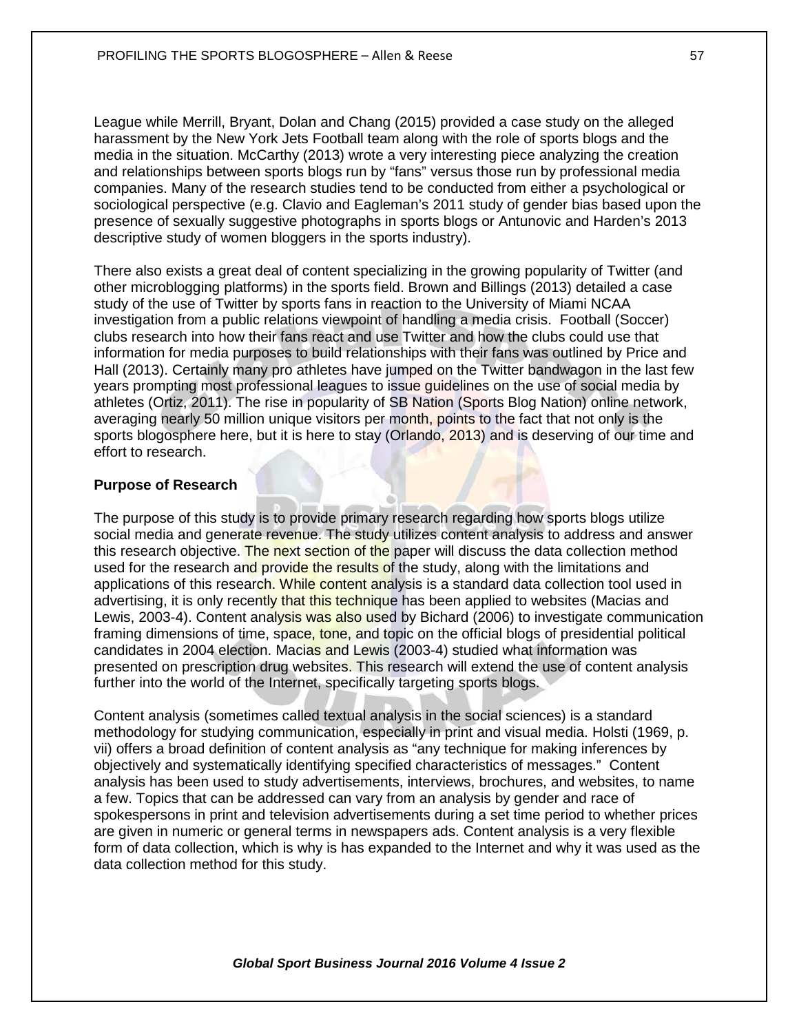League while Merrill, Bryant, Dolan and Chang (2015) provided a case study on the alleged harassment by the New York Jets Football team along with the role of sports blogs and the media in the situation. McCarthy (2013) wrote a very interesting piece analyzing the creation and relationships between sports blogs run by "fans" versus those run by professional media companies. Many of the research studies tend to be conducted from either a psychological or sociological perspective (e.g. Clavio and Eagleman's 2011 study of gender bias based upon the presence of sexually suggestive photographs in sports blogs or Antunovic and Harden's 2013 descriptive study of women bloggers in the sports industry).

There also exists a great deal of content specializing in the growing popularity of Twitter (and other microblogging platforms) in the sports field. Brown and Billings (2013) detailed a case study of the use of Twitter by sports fans in reaction to the University of Miami NCAA investigation from a public relations viewpoint of handling a media crisis. Football (Soccer) clubs research into how their fans react and use Twitter and how the clubs could use that information for media purposes to build relationships with their fans was outlined by Price and Hall (2013). Certainly many pro athletes have jumped on the Twitter bandwagon in the last few years prompting most professional leagues to issue guidelines on the use of social media by athletes (Ortiz, 2011). The rise in popularity of SB Nation (Sports Blog Nation) online network, averaging nearly 50 million unique visitors per month, points to the fact that not only is the sports blogosphere here, but it is here to stay (Orlando, 2013) and is deserving of our time and effort to research.

**Purpose of Research**

The purpose of this study is to provide primary research regarding how sports blogs utilize social media and generate revenue. The study utilizes content analysis to address and answer this research objective. The next section of the paper will discuss the data collection method used for the research and provide the results of the study, along with the limitations and applications of this research. While content analysis is a standard data collection tool used in advertising, it is only recently that this technique has been applied to websites (Macias and Lewis, 2003-4). Content analysis was also used by Bichard (2006) to investigate communication framing dimensions of time, space, tone, and topic on the official blogs of presidential political candidates in 2004 election. Macias and Lewis (2003-4) studied what information was presented on prescription drug websites. This research will extend the use of content analysis further into the world of the Internet, specifically targeting sports blogs.

Content analysis (sometimes called textual analysis in the social sciences) is a standard methodology for studying communication, especially in print and visual media. Holsti (1969, p. vii) offers a broad definition of content analysis as "any technique for making inferences by objectively and systematically identifying specified characteristics of messages." Content analysis has been used to study advertisements, interviews, brochures, and websites, to name a few. Topics that can be addressed can vary from an analysis by gender and race of spokespersons in print and television advertisements during a set time period to whether prices are given in numeric or general terms in newspapers ads. Content analysis is a very flexible form of data collection, which is why is has expanded to the Internet and why it was used as the data collection method for this study.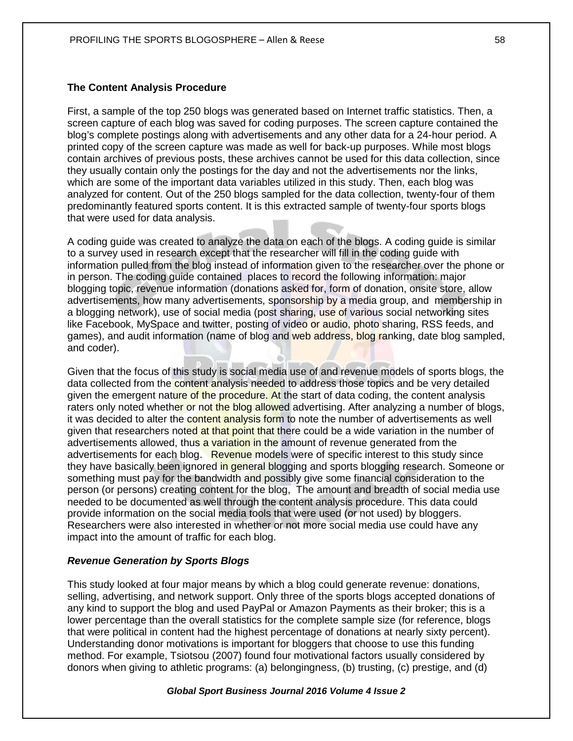### The Content Analysis Procedure

First, a sample of the top 250 blogs was generated based on Internet traffic statistics. Then, a screen capture of each blog was saved for coding purposes. The screen capture contained the blog's complete postings along with advertisements and any other data for a 24-hour period. A printed copy of the screen capture was made as well for back-up purposes. While most blogs contain archives of previous posts, these archives cannot be used for this data collection, since they usually contain only the postings for the day and not the advertisements nor the links, which are some of the important data variables utilized in this study. Then, each blog was analyzed for content. Out of the 250 blogs sampled for the data collection, twenty-four of them predominantly featured sports content. It is this extracted sample of twenty-four sports blogs that were used for data analysis.

A coding guide was created to analyze the data on each of the blogs. A coding guide is similar to a survey used in research except that the researcher will fill in the coding guide with information pulled from the blog instead of information given to the researcher over the phone or in person. The coding guide contained places to record the following information: major blogging topic, revenue information (donations asked for, form of donation, onsite store, allow advertisements, how many advertisements, sponsorship by a media group, and membership in a blogging network), use of social media (post sharing, use of various social networking sites like Facebook, MySpace and twitter, posting of video or audio, photo sharing, RSS feeds, and games), and audit information (name of blog and web address, blog ranking, date blog sampled, and coder).

Given that the focus of this study is social media use of and revenue models of sports blogs, the data collected from the content analysis needed to address those topics and be very detailed given the emergent nature of the procedure. At the start of data coding, the content analysis raters only noted whether or not the blog allowed advertising. After analyzing a number of blogs, it was decided to alter the content analysis form to note the number of advertisements as well given that researchers noted at that point that there could be a wide variation in the number of advertisements allowed, thus a variation in the amount of revenue generated from the advertisements for each blog. Revenue models were of specific interest to this study since they have basically been ignored in general blogging and sports blogging research. Someone or something must pay for the bandwidth and possibly give some financial consideration to the person (or persons) creating content for the blog, The amount and breadth of social media use needed to be documented as well through the content analysis procedure. This data could provide information on the social media tools that were used (or not used) by bloggers. Researchers were also interested in whether or not more social media use could have any impact into the amount of traffic for each blog.

### *Revenue Generation by Sports Blogs*

This study looked at four major means by which a blog could generate revenue: donations, selling, advertising, and network support. Only three of the sports blogs accepted donations of any kind to support the blog and used PayPal or Amazon Payments as their broker; this is a lower percentage than the overall statistics for the complete sample size (for reference, blogs that were political in content had the highest percentage of donations at nearly sixty percent). Understanding donor motivations is important for bloggers that choose to use this funding method. For example, Tsiotsou (2007) found four motivational factors usually considered by donors when giving to athletic programs: (a) belongingness, (b) trusting, (c) prestige, and (d)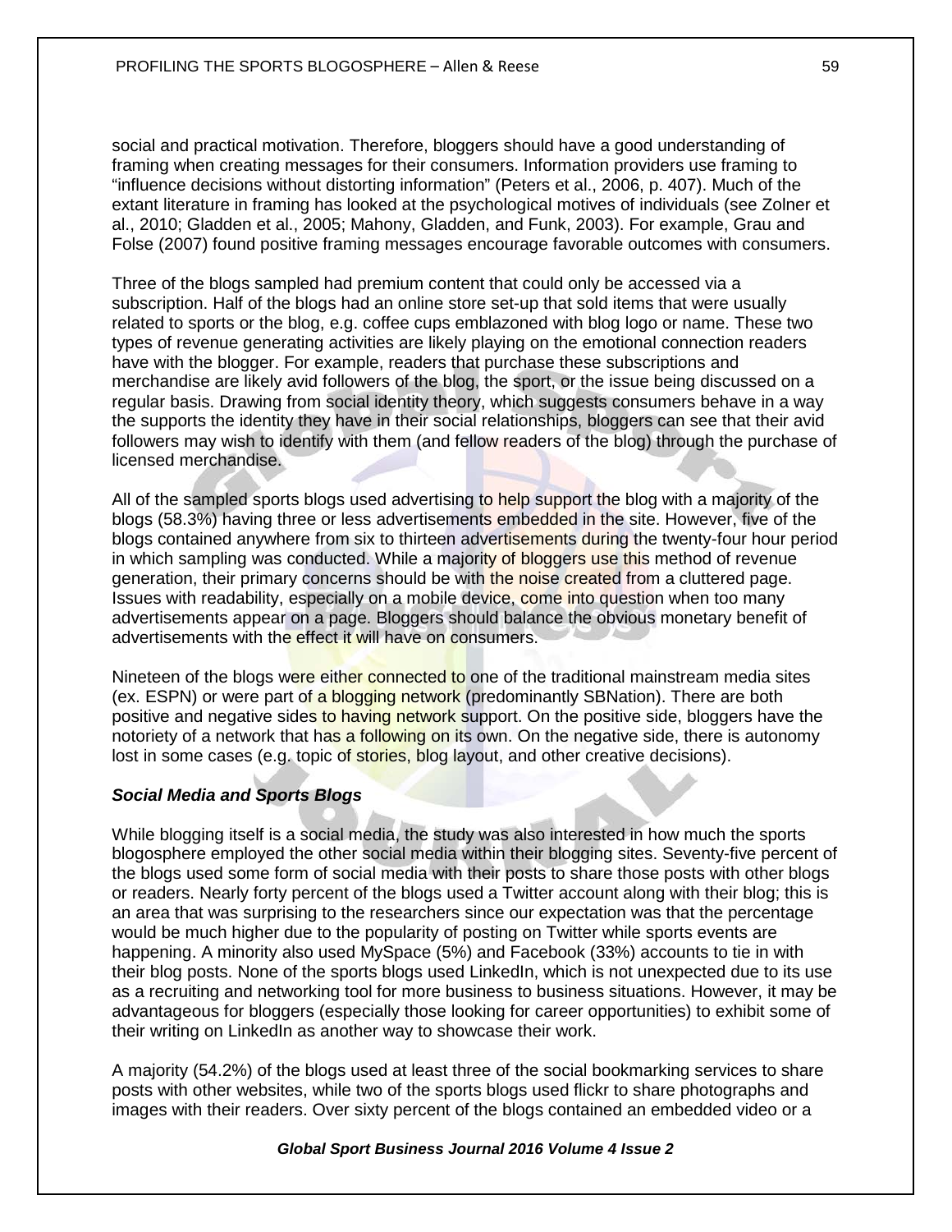social and practical motivation. Therefore, bloggers should have a good understanding of framing when creating messages for their consumers. Information providers use framing to "influence decisions without distorting information" (Peters et al., 2006, p. 407). Much of the extant literature in framing has looked at the psychological motives of individuals (see Zolner et al., 2010; Gladden et al., 2005; Mahony, Gladden, and Funk, 2003). For example, Grau and Folse (2007) found positive framing messages encourage favorable outcomes with consumers.

Three of the blogs sampled had premium content that could only be accessed via a subscription. Half of the blogs had an online store set-up that sold items that were usually related to sports or the blog, e.g. coffee cups emblazoned with blog logo or name. These two types of revenue generating activities are likely playing on the emotional connection readers have with the blogger. For example, readers that purchase these subscriptions and merchandise are likely avid followers of the blog, the sport, or the issue being discussed on a regular basis. Drawing from social identity theory, which suggests consumers behave in a way the supports the identity they have in their social relationships, bloggers can see that their avid followers may wish to identify with them (and fellow readers of the blog) through the purchase of licensed merchandise.

All of the sampled sports blogs used advertising to help support the blog with a majority of the blogs (58.3%) having three or less advertisements embedded in the site. However, five of the blogs contained anywhere from six to thirteen advertisements during the twenty-four hour period in which sampling was conducted. While a majority of bloggers use this method of revenue generation, their primary concerns should be with the noise created from a cluttered page. Issues with readability, especially on a mobile device, come into question when too many advertisements appear on a page. Bloggers should balance the obvious monetary benefit of advertisements with the effect it will have on consumers.

Nineteen of the blogs were either connected to one of the traditional mainstream media sites (ex. ESPN) or were part of a blogging network (predominantly SBNation). There are both positive and negative sides to having network support. On the positive side, bloggers have the notoriety of a network that has a following on its own. On the negative side, there is autonomy lost in some cases (e.g. topic of stories, blog layout, and other creative decisions).

### *Social Media and Sports Blogs*

While blogging itself is a social media, the study was also interested in how much the sports blogosphere employed the other social media within their blogging sites. Seventy-five percent of the blogs used some form of social media with their posts to share those posts with other blogs or readers. Nearly forty percent of the blogs used a Twitter account along with their blog; this is an area that was surprising to the researchers since our expectation was that the percentage would be much higher due to the popularity of posting on Twitter while sports events are happening. A minority also used MySpace (5%) and Facebook (33%) accounts to tie in with their blog posts. None of the sports blogs used LinkedIn, which is not unexpected due to its use as a recruiting and networking tool for more business to business situations. However, it may be advantageous for bloggers (especially those looking for career opportunities) to exhibit some of their writing on LinkedIn as another way to showcase their work.

A majority (54.2%) of the blogs used at least three of the social bookmarking services to share posts with other websites, while two of the sports blogs used flickr to share photographs and images with their readers. Over sixty percent of the blogs contained an embedded video or a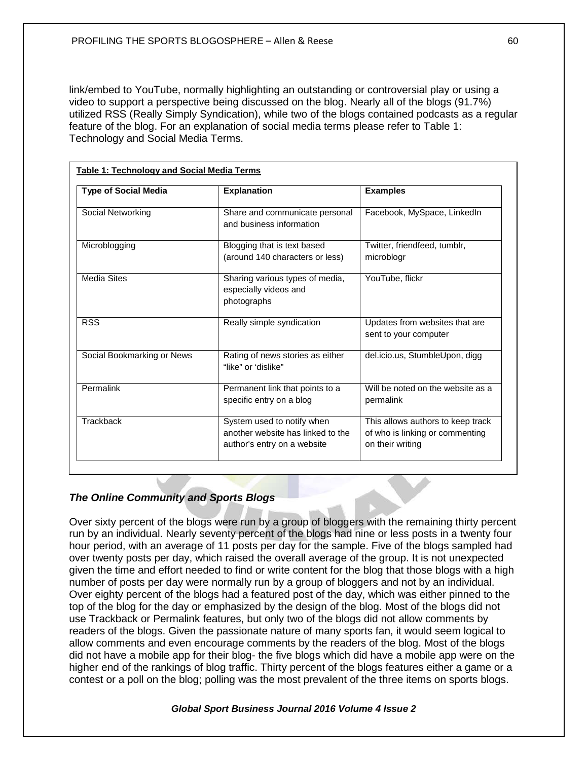link/embed to YouTube, normally highlighting an outstanding or controversial play or using a video to support a perspective being discussed on the blog. Nearly all of the blogs (91.7%) utilized RSS (Really Simply Syndication), while two of the blogs contained podcasts as a regular feature of the blog. For an explanation of social media terms please refer to Table 1: Technology and Social Media Terms.

**Table 1: Technology and Social Media Terms**

| Type of Social Media | Explanation | Examples |
|---|---|---|
| Social Networking | Share and communicate personal and business information | Facebook, MySpace, LinkedIn |
| Microblogging | Blogging that is text based (around 140 characters or less) | Twitter, friendfeed, tumblr, microblogr |
| Media Sites | Sharing various types of media, especially videos and photographs | YouTube, flickr |
| RSS | Really simple syndication | Updates from websites that are sent to your computer |
| Social Bookmarking or News | Rating of news stories as either "like" or 'dislike" | del.icio.us, StumbleUpon, digg |
| Permalink | Permanent link that points to a specific entry on a blog | Will be noted on the website as a permalink |
| Trackback | System used to notify when another website has linked to the author's entry on a website | This allows authors to keep track of who is linking or commenting on their writing |

### *The Online Community and Sports Blogs*

Over sixty percent of the blogs were run by a group of bloggers with the remaining thirty percent run by an individual. Nearly seventy percent of the blogs had nine or less posts in a twenty four hour period, with an average of 11 posts per day for the sample. Five of the blogs sampled had over twenty posts per day, which raised the overall average of the group. It is not unexpected given the time and effort needed to find or write content for the blog that those blogs with a high number of posts per day were normally run by a group of bloggers and not by an individual. Over eighty percent of the blogs had a featured post of the day, which was either pinned to the top of the blog for the day or emphasized by the design of the blog. Most of the blogs did not use Trackback or Permalink features, but only two of the blogs did not allow comments by readers of the blogs. Given the passionate nature of many sports fan, it would seem logical to allow comments and even encourage comments by the readers of the blog. Most of the blogs did not have a mobile app for their blog- the five blogs which did have a mobile app were on the higher end of the rankings of blog traffic. Thirty percent of the blogs features either a game or a contest or a poll on the blog; polling was the most prevalent of the three items on sports blogs.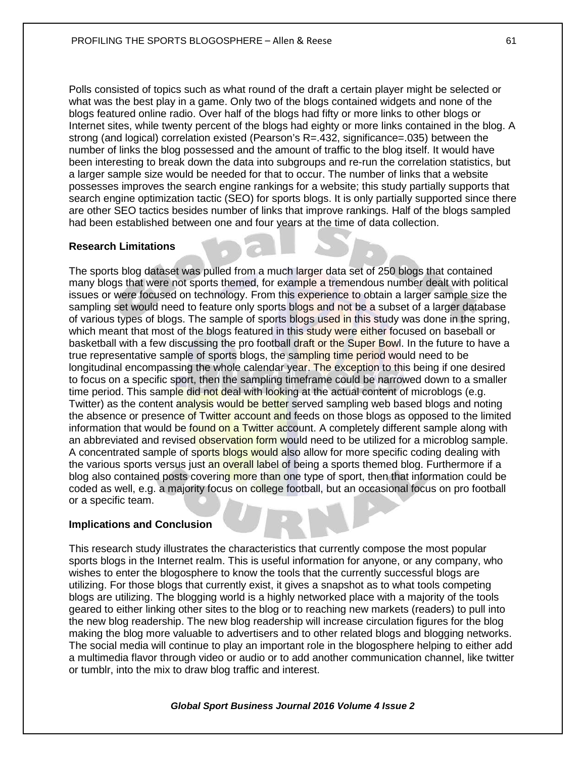Polls consisted of topics such as what round of the draft a certain player might be selected or what was the best play in a game. Only two of the blogs contained widgets and none of the blogs featured online radio. Over half of the blogs had fifty or more links to other blogs or Internet sites, while twenty percent of the blogs had eighty or more links contained in the blog. A strong (and logical) correlation existed (Pearson's R=.432, significance=.035) between the number of links the blog possessed and the amount of traffic to the blog itself. It would have been interesting to break down the data into subgroups and re-run the correlation statistics, but a larger sample size would be needed for that to occur. The number of links that a website possesses improves the search engine rankings for a website; this study partially supports that search engine optimization tactic (SEO) for sports blogs. It is only partially supported since there are other SEO tactics besides number of links that improve rankings. Half of the blogs sampled had been established between one and four years at the time of data collection.

**Research Limitations**

The sports blog dataset was pulled from a much larger data set of 250 blogs that contained many blogs that were not sports themed, for example a tremendous number dealt with political issues or were focused on technology. From this experience to obtain a larger sample size the sampling set would need to feature only sports blogs and not be a subset of a larger database of various types of blogs. The sample of sports blogs used in this study was done in the spring, which meant that most of the blogs featured in this study were either focused on baseball or basketball with a few discussing the pro football draft or the Super Bowl. In the future to have a true representative sample of sports blogs, the sampling time period would need to be longitudinal encompassing the whole calendar year. The exception to this being if one desired to focus on a specific sport, then the sampling timeframe could be narrowed down to a smaller time period. This sample did not deal with looking at the actual content of microblogs (e.g. Twitter) as the content analysis would be better served sampling web based blogs and noting the absence or presence of Twitter account and feeds on those blogs as opposed to the limited information that would be found on a Twitter account. A completely different sample along with an abbreviated and revised observation form would need to be utilized for a microblog sample. A concentrated sample of sports blogs would also allow for more specific coding dealing with the various sports versus just an overall label of being a sports themed blog. Furthermore if a blog also contained posts covering more than one type of sport, then that information could be coded as well, e.g. a majority focus on college football, but an occasional focus on pro football or a specific team.

**Implications and Conclusion**

This research study illustrates the characteristics that currently compose the most popular sports blogs in the Internet realm. This is useful information for anyone, or any company, who wishes to enter the blogosphere to know the tools that the currently successful blogs are utilizing. For those blogs that currently exist, it gives a snapshot as to what tools competing blogs are utilizing. The blogging world is a highly networked place with a majority of the tools geared to either linking other sites to the blog or to reaching new markets (readers) to pull into the new blog readership. The new blog readership will increase circulation figures for the blog making the blog more valuable to advertisers and to other related blogs and blogging networks. The social media will continue to play an important role in the blogosphere helping to either add a multimedia flavor through video or audio or to add another communication channel, like twitter or tumblr, into the mix to draw blog traffic and interest.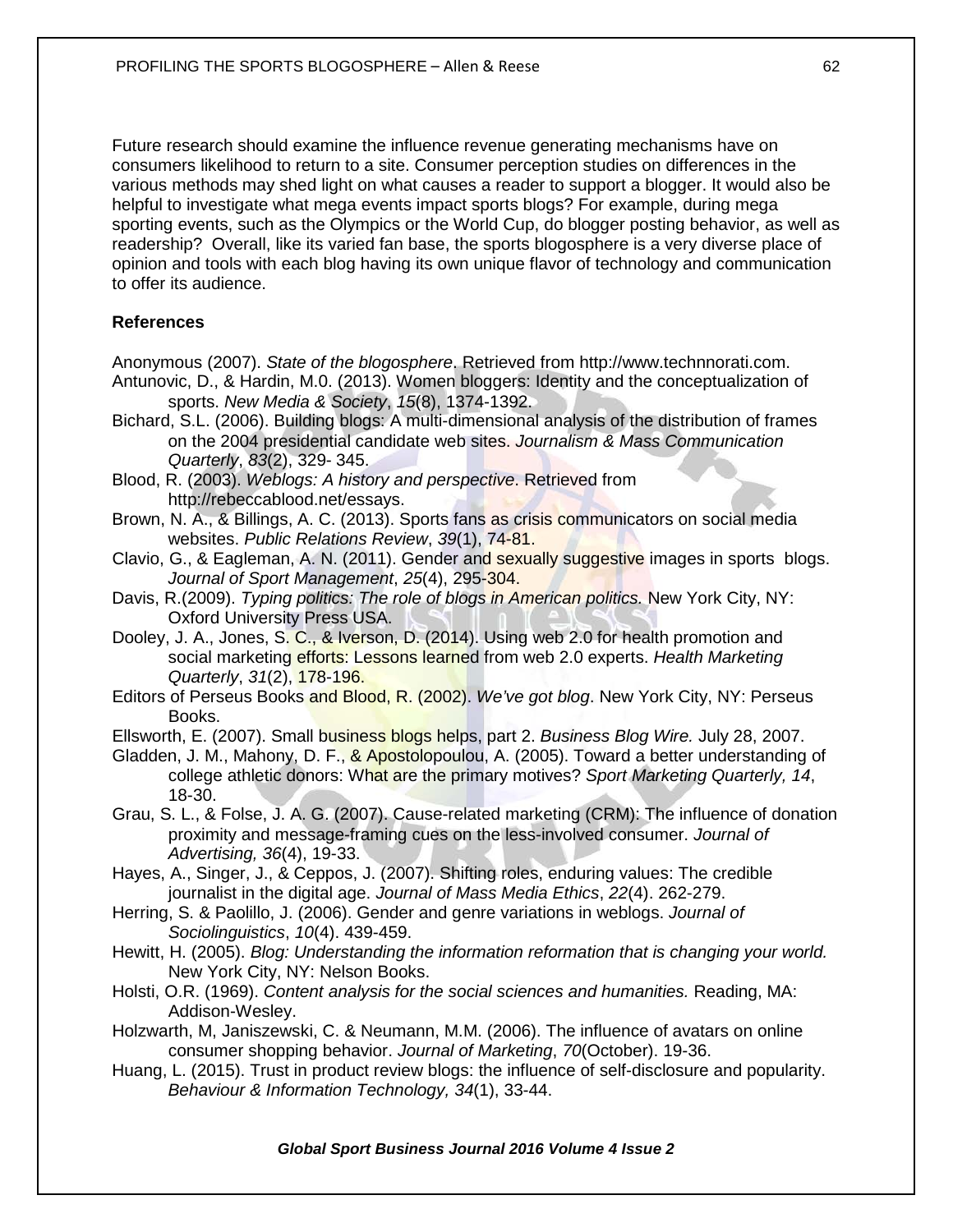Future research should examine the influence revenue generating mechanisms have on consumers likelihood to return to a site. Consumer perception studies on differences in the various methods may shed light on what causes a reader to support a blogger. It would also be helpful to investigate what mega events impact sports blogs? For example, during mega sporting events, such as the Olympics or the World Cup, do blogger posting behavior, as well as readership? Overall, like its varied fan base, the sports blogosphere is a very diverse place of opinion and tools with each blog having its own unique flavor of technology and communication to offer its audience.

## References

Anonymous (2007). *State of the blogosphere*. Retrieved from http://www.technnorati.com.

Antunovic, D., & Hardin, M.0. (2013). Women bloggers: Identity and the conceptualization of sports. *New Media & Society*, *15*(8), 1374-1392.

Bichard, S.L. (2006). Building blogs: A multi-dimensional analysis of the distribution of frames on the 2004 presidential candidate web sites. *Journalism & Mass Communication Quarterly*, *83*(2), 329- 345.

Blood, R. (2003). *Weblogs: A history and perspective*. Retrieved from http://rebeccablood.net/essays.

Brown, N. A., & Billings, A. C. (2013). Sports fans as crisis communicators on social media websites. *Public Relations Review*, *39*(1), 74-81.

Clavio, G., & Eagleman, A. N. (2011). Gender and sexually suggestive images in sports blogs. *Journal of Sport Management*, *25*(4), 295-304.

Davis, R.(2009). *Typing politics: The role of blogs in American politics.* New York City, NY: Oxford University Press USA.

Dooley, J. A., Jones, S. C., & Iverson, D. (2014). Using web 2.0 for health promotion and social marketing efforts: Lessons learned from web 2.0 experts. *Health Marketing Quarterly*, *31*(2), 178-196.

Editors of Perseus Books and Blood, R. (2002). *We've got blog*. New York City, NY: Perseus Books.

Ellsworth, E. (2007). Small business blogs helps, part 2. *Business Blog Wire.* July 28, 2007.

Gladden, J. M., Mahony, D. F., & Apostolopoulou, A. (2005). Toward a better understanding of college athletic donors: What are the primary motives? *Sport Marketing Quarterly, 14*, 18-30.

Grau, S. L., & Folse, J. A. G. (2007). Cause-related marketing (CRM): The influence of donation proximity and message-framing cues on the less-involved consumer. *Journal of Advertising, 36*(4), 19-33.

Hayes, A., Singer, J., & Ceppos, J. (2007). Shifting roles, enduring values: The credible journalist in the digital age. *Journal of Mass Media Ethics*, *22*(4). 262-279.

Herring, S. & Paolillo, J. (2006). Gender and genre variations in weblogs. *Journal of Sociolinguistics*, *10*(4). 439-459.

Hewitt, H. (2005). *Blog: Understanding the information reformation that is changing your world.* New York City, NY: Nelson Books.

Holsti, O.R. (1969). *Content analysis for the social sciences and humanities.* Reading, MA: Addison-Wesley.

Holzwarth, M, Janiszewski, C. & Neumann, M.M. (2006). The influence of avatars on online consumer shopping behavior. *Journal of Marketing*, *70*(October). 19-36.

Huang, L. (2015). Trust in product review blogs: the influence of self-disclosure and popularity. *Behaviour & Information Technology, 34*(1), 33-44.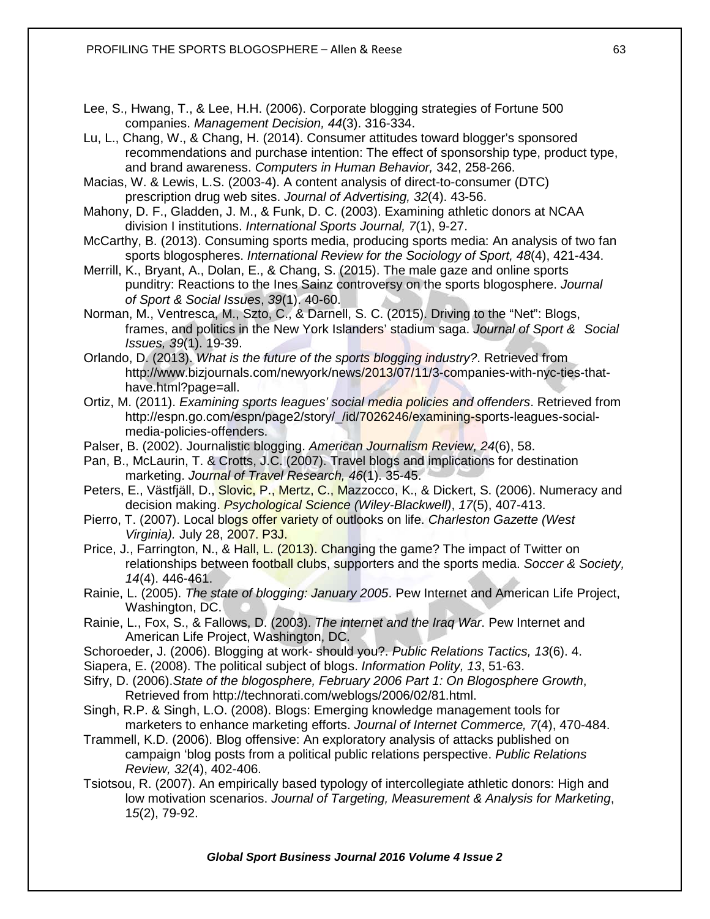Lee, S., Hwang, T., & Lee, H.H. (2006). Corporate blogging strategies of Fortune 500 companies. *Management Decision, 44*(3). 316-334.

Lu, L., Chang, W., & Chang, H. (2014). Consumer attitudes toward blogger's sponsored recommendations and purchase intention: The effect of sponsorship type, product type, and brand awareness. *Computers in Human Behavior,* 342, 258-266.

Macias, W. & Lewis, L.S. (2003-4). A content analysis of direct-to-consumer (DTC) prescription drug web sites. *Journal of Advertising, 32*(4). 43-56.

Mahony, D. F., Gladden, J. M., & Funk, D. C. (2003). Examining athletic donors at NCAA division I institutions. *International Sports Journal, 7*(1), 9-27.

McCarthy, B. (2013). Consuming sports media, producing sports media: An analysis of two fan sports blogospheres. *International Review for the Sociology of Sport, 48*(4), 421-434.

Merrill, K., Bryant, A., Dolan, E., & Chang, S. (2015). The male gaze and online sports punditry: Reactions to the Ines Sainz controversy on the sports blogosphere. *Journal of Sport & Social Issues*, *39*(1). 40-60.

Norman, M., Ventresca, M., Szto, C., & Darnell, S. C. (2015). Driving to the "Net": Blogs, frames, and politics in the New York Islanders' stadium saga. *Journal of Sport & Social Issues, 39*(1). 19-39.

Orlando, D. (2013). *What is the future of the sports blogging industry?*. Retrieved from http://www.bizjournals.com/newyork/news/2013/07/11/3-companies-with-nyc-ties-that-have.html?page=all.

Ortiz, M. (2011). *Examining sports leagues' social media policies and offenders*. Retrieved from http://espn.go.com/espn/page2/story/_/id/7026246/examining-sports-leagues-social-media-policies-offenders.

Palser, B. (2002). Journalistic blogging. *American Journalism Review, 24*(6), 58.

Pan, B., McLaurin, T. & Crotts, J.C. (2007). Travel blogs and implications for destination marketing. *Journal of Travel Research, 46*(1). 35-45.

Peters, E., Västfjäll, D., Slovic, P., Mertz, C., Mazzocco, K., & Dickert, S. (2006). Numeracy and decision making. *Psychological Science (Wiley-Blackwell)*, *17*(5), 407-413.

Pierro, T. (2007). Local blogs offer variety of outlooks on life. *Charleston Gazette (West Virginia).* July 28, 2007. P3J.

Price, J., Farrington, N., & Hall, L. (2013). Changing the game? The impact of Twitter on relationships between football clubs, supporters and the sports media. *Soccer & Society, 14*(4). 446-461.

Rainie, L. (2005). *The state of blogging: January 2005*. Pew Internet and American Life Project, Washington, DC.

Rainie, L., Fox, S., & Fallows, D. (2003). *The internet and the Iraq War*. Pew Internet and American Life Project, Washington, DC.

Schoroeder, J. (2006). Blogging at work- should you?. *Public Relations Tactics, 13*(6). 4.

Siapera, E. (2008). The political subject of blogs. *Information Polity, 13*, 51-63.

Sifry, D. (2006).*State of the blogosphere, February 2006 Part 1: On Blogosphere Growth*, Retrieved from http://technorati.com/weblogs/2006/02/81.html.

Singh, R.P. & Singh, L.O. (2008). Blogs: Emerging knowledge management tools for marketers to enhance marketing efforts. *Journal of Internet Commerce, 7*(4), 470-484.

Trammell, K.D. (2006). Blog offensive: An exploratory analysis of attacks published on campaign 'blog posts from a political public relations perspective. *Public Relations Review, 32*(4), 402-406.

Tsiotsou, R. (2007). An empirically based typology of intercollegiate athletic donors: High and low motivation scenarios. *Journal of Targeting, Measurement & Analysis for Marketing*, 1*5*(2), 79-92.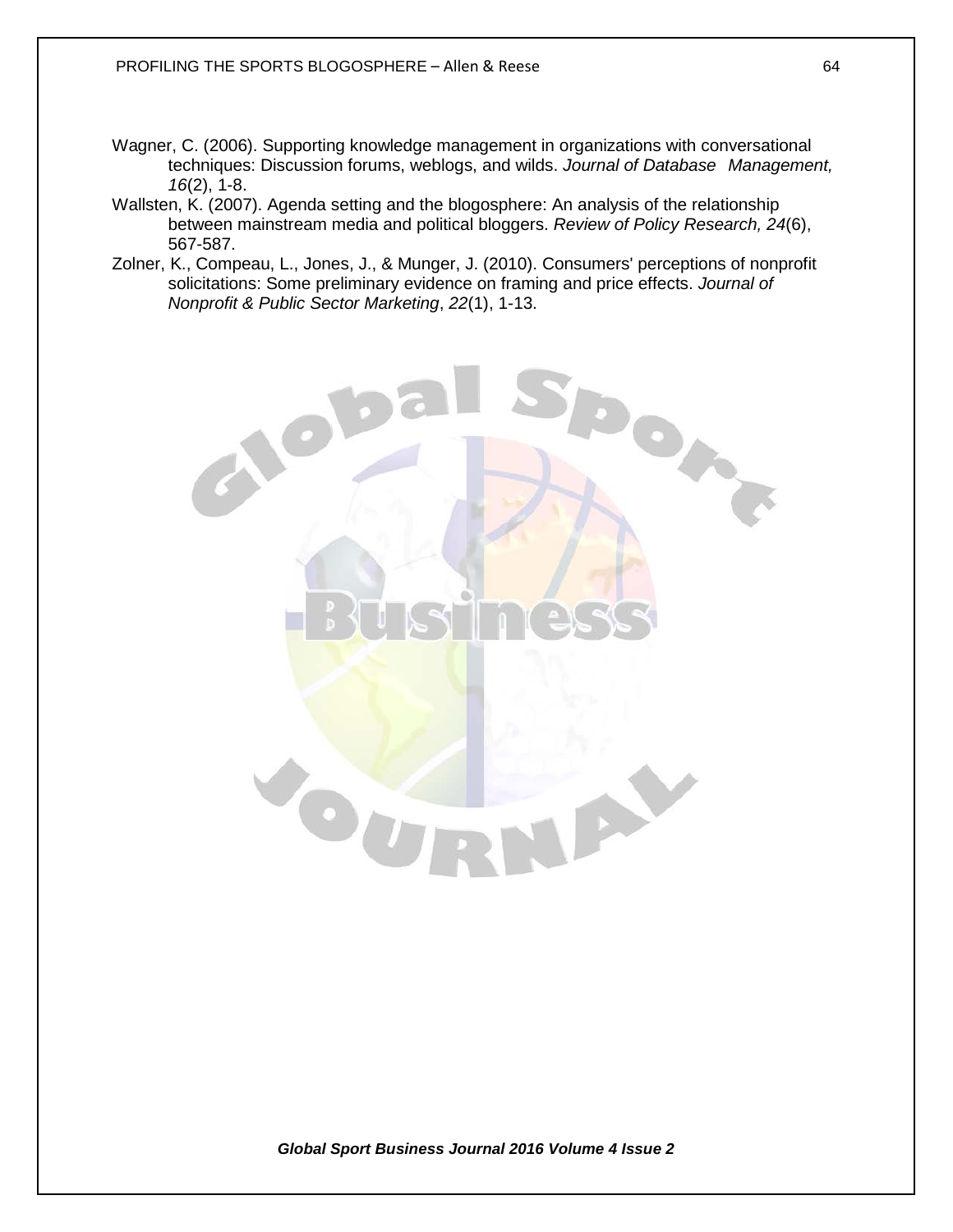Wagner, C. (2006). Supporting knowledge management in organizations with conversational techniques: Discussion forums, weblogs, and wilds. *Journal of Database Management, 16*(2), 1-8.

Wallsten, K. (2007). Agenda setting and the blogosphere: An analysis of the relationship between mainstream media and political bloggers. *Review of Policy Research, 24*(6), 567-587.

Zolner, K., Compeau, L., Jones, J., & Munger, J. (2010). Consumers' perceptions of nonprofit solicitations: Some preliminary evidence on framing and price effects. *Journal of Nonprofit & Public Sector Marketing*, *22*(1), 1-13.